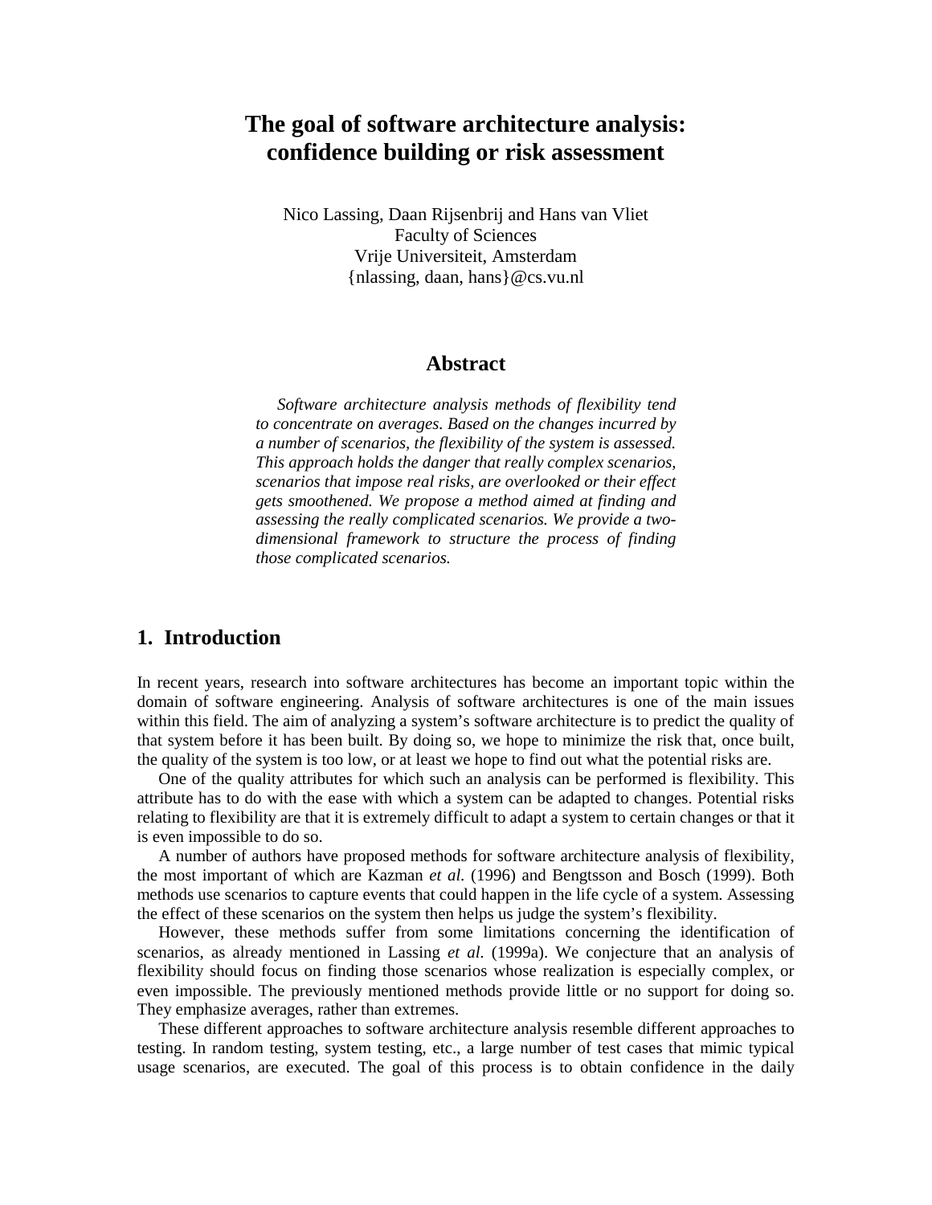# The goal of software architecture analysis: confidence building or risk assessment

Nico Lassing, Daan Rijsenbrij and Hans van Vliet
Faculty of Sciences
Vrije Universiteit, Amsterdam
{nlassing, daan, hans}@cs.vu.nl

## Abstract

*Software architecture analysis methods of flexibility tend to concentrate on averages. Based on the changes incurred by a number of scenarios, the flexibility of the system is assessed. This approach holds the danger that really complex scenarios, scenarios that impose real risks, are overlooked or their effect gets smoothened. We propose a method aimed at finding and assessing the really complicated scenarios. We provide a two-dimensional framework to structure the process of finding those complicated scenarios.*

## 1. Introduction

In recent years, research into software architectures has become an important topic within the domain of software engineering. Analysis of software architectures is one of the main issues within this field. The aim of analyzing a system's software architecture is to predict the quality of that system before it has been built. By doing so, we hope to minimize the risk that, once built, the quality of the system is too low, or at least we hope to find out what the potential risks are.

One of the quality attributes for which such an analysis can be performed is flexibility. This attribute has to do with the ease with which a system can be adapted to changes. Potential risks relating to flexibility are that it is extremely difficult to adapt a system to certain changes or that it is even impossible to do so.

A number of authors have proposed methods for software architecture analysis of flexibility, the most important of which are Kazman *et al.* (1996) and Bengtsson and Bosch (1999). Both methods use scenarios to capture events that could happen in the life cycle of a system. Assessing the effect of these scenarios on the system then helps us judge the system's flexibility.

However, these methods suffer from some limitations concerning the identification of scenarios, as already mentioned in Lassing *et al.* (1999a). We conjecture that an analysis of flexibility should focus on finding those scenarios whose realization is especially complex, or even impossible. The previously mentioned methods provide little or no support for doing so. They emphasize averages, rather than extremes.

These different approaches to software architecture analysis resemble different approaches to testing. In random testing, system testing, etc., a large number of test cases that mimic typical usage scenarios, are executed. The goal of this process is to obtain confidence in the daily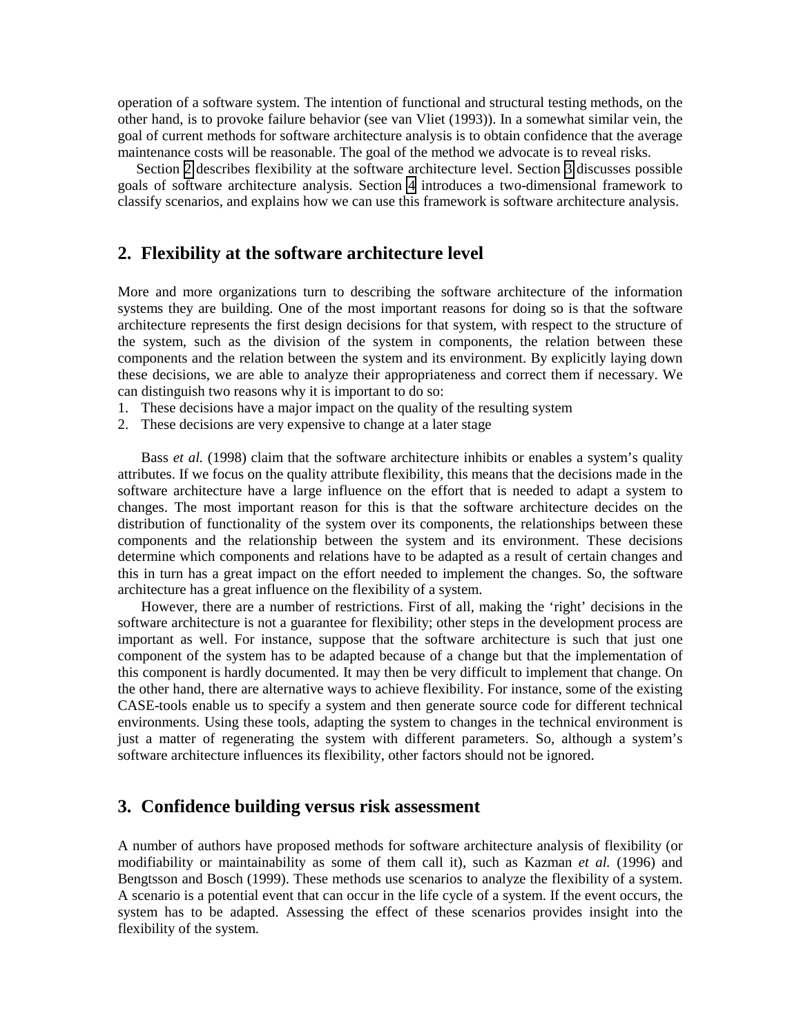operation of a software system. The intention of functional and structural testing methods, on the other hand, is to provoke failure behavior (see van Vliet (1993)). In a somewhat similar vein, the goal of current methods for software architecture analysis is to obtain confidence that the average maintenance costs will be reasonable. The goal of the method we advocate is to reveal risks.

Section 2 describes flexibility at the software architecture level. Section 3 discusses possible goals of software architecture analysis. Section 4 introduces a two-dimensional framework to classify scenarios, and explains how we can use this framework is software architecture analysis.

## 2. Flexibility at the software architecture level

More and more organizations turn to describing the software architecture of the information systems they are building. One of the most important reasons for doing so is that the software architecture represents the first design decisions for that system, with respect to the structure of the system, such as the division of the system in components, the relation between these components and the relation between the system and its environment. By explicitly laying down these decisions, we are able to analyze their appropriateness and correct them if necessary. We can distinguish two reasons why it is important to do so:

1. These decisions have a major impact on the quality of the resulting system
2. These decisions are very expensive to change at a later stage

Bass *et al.* (1998) claim that the software architecture inhibits or enables a system's quality attributes. If we focus on the quality attribute flexibility, this means that the decisions made in the software architecture have a large influence on the effort that is needed to adapt a system to changes. The most important reason for this is that the software architecture decides on the distribution of functionality of the system over its components, the relationships between these components and the relationship between the system and its environment. These decisions determine which components and relations have to be adapted as a result of certain changes and this in turn has a great impact on the effort needed to implement the changes. So, the software architecture has a great influence on the flexibility of a system.

However, there are a number of restrictions. First of all, making the 'right' decisions in the software architecture is not a guarantee for flexibility; other steps in the development process are important as well. For instance, suppose that the software architecture is such that just one component of the system has to be adapted because of a change but that the implementation of this component is hardly documented. It may then be very difficult to implement that change. On the other hand, there are alternative ways to achieve flexibility. For instance, some of the existing CASE-tools enable us to specify a system and then generate source code for different technical environments. Using these tools, adapting the system to changes in the technical environment is just a matter of regenerating the system with different parameters. So, although a system's software architecture influences its flexibility, other factors should not be ignored.

## 3. Confidence building versus risk assessment

A number of authors have proposed methods for software architecture analysis of flexibility (or modifiability or maintainability as some of them call it), such as Kazman *et al.* (1996) and Bengtsson and Bosch (1999). These methods use scenarios to analyze the flexibility of a system. A scenario is a potential event that can occur in the life cycle of a system. If the event occurs, the system has to be adapted. Assessing the effect of these scenarios provides insight into the flexibility of the system.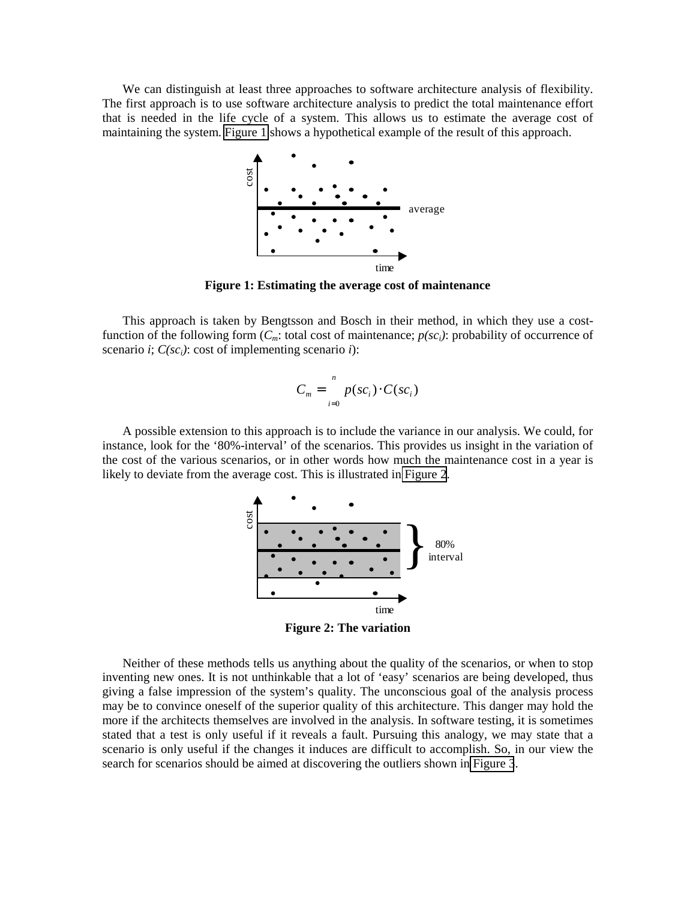We can distinguish at least three approaches to software architecture analysis of flexibility. The first approach is to use software architecture analysis to predict the total maintenance effort that is needed in the life cycle of a system. This allows us to estimate the average cost of maintaining the system. Figure 1 shows a hypothetical example of the result of this approach.

**Figure 1: Estimating the average cost of maintenance**

This approach is taken by Bengtsson and Bosch in their method, in which they use a cost-function of the following form ($C_m$: total cost of maintenance; $p(sc_i)$: probability of occurrence of scenario $i$; $C(sc_i)$: cost of implementing scenario $i$):

$$C_m = \sum_{i=0}^{n} p(sc_i) \cdot C(sc_i)$$

A possible extension to this approach is to include the variance in our analysis. We could, for instance, look for the '80%-interval' of the scenarios. This provides us insight in the variation of the cost of the various scenarios, or in other words how much the maintenance cost in a year is likely to deviate from the average cost. This is illustrated in Figure 2.

**Figure 2: The variation**

Neither of these methods tells us anything about the quality of the scenarios, or when to stop inventing new ones. It is not unthinkable that a lot of 'easy' scenarios are being developed, thus giving a false impression of the system's quality. The unconscious goal of the analysis process may be to convince oneself of the superior quality of this architecture. This danger may hold the more if the architects themselves are involved in the analysis. In software testing, it is sometimes stated that a test is only useful if it reveals a fault. Pursuing this analogy, we may state that a scenario is only useful if the changes it induces are difficult to accomplish. So, in our view the search for scenarios should be aimed at discovering the outliers shown in Figure 3.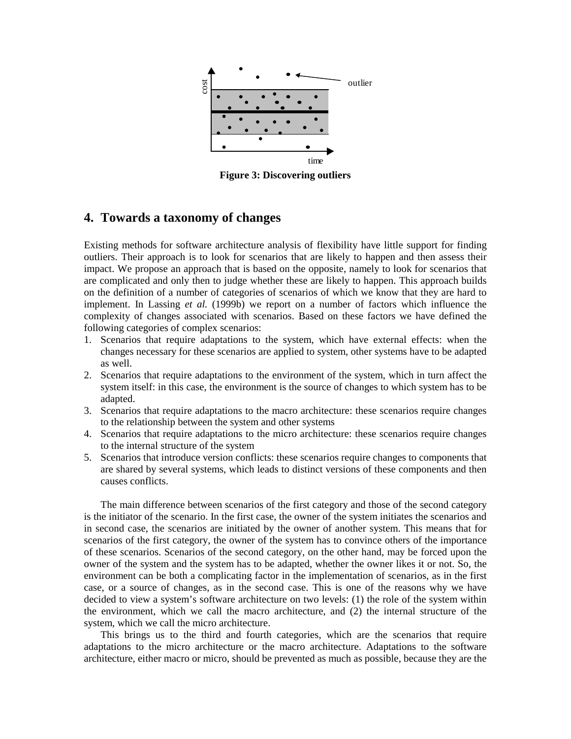Figure 3: Discovering outliers

## 4. Towards a taxonomy of changes

Existing methods for software architecture analysis of flexibility have little support for finding outliers. Their approach is to look for scenarios that are likely to happen and then assess their impact. We propose an approach that is based on the opposite, namely to look for scenarios that are complicated and only then to judge whether these are likely to happen. This approach builds on the definition of a number of categories of scenarios of which we know that they are hard to implement. In Lassing *et al.* (1999b) we report on a number of factors which influence the complexity of changes associated with scenarios. Based on these factors we have defined the following categories of complex scenarios:

1. Scenarios that require adaptations to the system, which have external effects: when the changes necessary for these scenarios are applied to system, other systems have to be adapted as well.
2. Scenarios that require adaptations to the environment of the system, which in turn affect the system itself: in this case, the environment is the source of changes to which system has to be adapted.
3. Scenarios that require adaptations to the macro architecture: these scenarios require changes to the relationship between the system and other systems
4. Scenarios that require adaptations to the micro architecture: these scenarios require changes to the internal structure of the system
5. Scenarios that introduce version conflicts: these scenarios require changes to components that are shared by several systems, which leads to distinct versions of these components and then causes conflicts.

The main difference between scenarios of the first category and those of the second category is the initiator of the scenario. In the first case, the owner of the system initiates the scenarios and in second case, the scenarios are initiated by the owner of another system. This means that for scenarios of the first category, the owner of the system has to convince others of the importance of these scenarios. Scenarios of the second category, on the other hand, may be forced upon the owner of the system and the system has to be adapted, whether the owner likes it or not. So, the environment can be both a complicating factor in the implementation of scenarios, as in the first case, or a source of changes, as in the second case. This is one of the reasons why we have decided to view a system's software architecture on two levels: (1) the role of the system within the environment, which we call the macro architecture, and (2) the internal structure of the system, which we call the micro architecture.

This brings us to the third and fourth categories, which are the scenarios that require adaptations to the micro architecture or the macro architecture. Adaptations to the software architecture, either macro or micro, should be prevented as much as possible, because they are the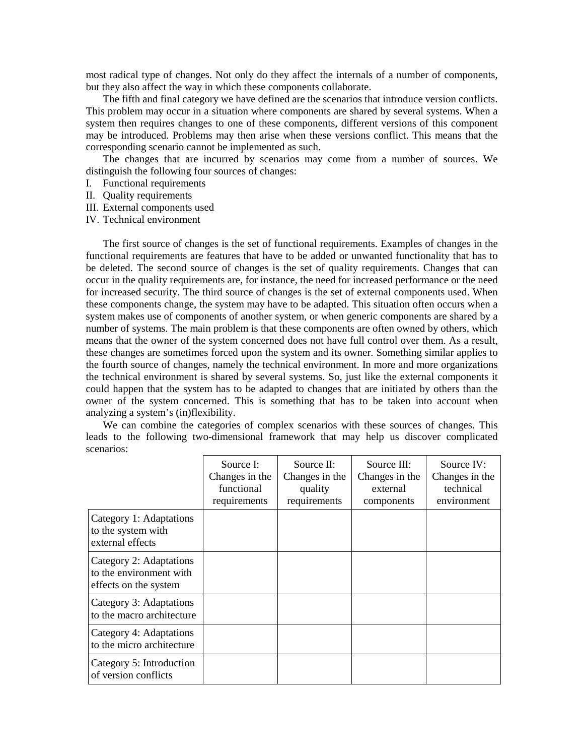most radical type of changes. Not only do they affect the internals of a number of components, but they also affect the way in which these components collaborate.

The fifth and final category we have defined are the scenarios that introduce version conflicts. This problem may occur in a situation where components are shared by several systems. When a system then requires changes to one of these components, different versions of this component may be introduced. Problems may then arise when these versions conflict. This means that the corresponding scenario cannot be implemented as such.

The changes that are incurred by scenarios may come from a number of sources. We distinguish the following four sources of changes:

I. Functional requirements
II. Quality requirements
III. External components used
IV. Technical environment

The first source of changes is the set of functional requirements. Examples of changes in the functional requirements are features that have to be added or unwanted functionality that has to be deleted. The second source of changes is the set of quality requirements. Changes that can occur in the quality requirements are, for instance, the need for increased performance or the need for increased security. The third source of changes is the set of external components used. When these components change, the system may have to be adapted. This situation often occurs when a system makes use of components of another system, or when generic components are shared by a number of systems. The main problem is that these components are often owned by others, which means that the owner of the system concerned does not have full control over them. As a result, these changes are sometimes forced upon the system and its owner. Something similar applies to the fourth source of changes, namely the technical environment. In more and more organizations the technical environment is shared by several systems. So, just like the external components it could happen that the system has to be adapted to changes that are initiated by others than the owner of the system concerned. This is something that has to be taken into account when analyzing a system's (in)flexibility.

We can combine the categories of complex scenarios with these sources of changes. This leads to the following two-dimensional framework that may help us discover complicated scenarios:

| | Source I: Changes in the functional requirements | Source II: Changes in the quality requirements | Source III: Changes in the external components | Source IV: Changes in the technical environment |
|---|---|---|---|---|
| Category 1: Adaptations to the system with external effects | | | | |
| Category 2: Adaptations to the environment with effects on the system | | | | |
| Category 3: Adaptations to the macro architecture | | | | |
| Category 4: Adaptations to the micro architecture | | | | |
| Category 5: Introduction of version conflicts | | | | |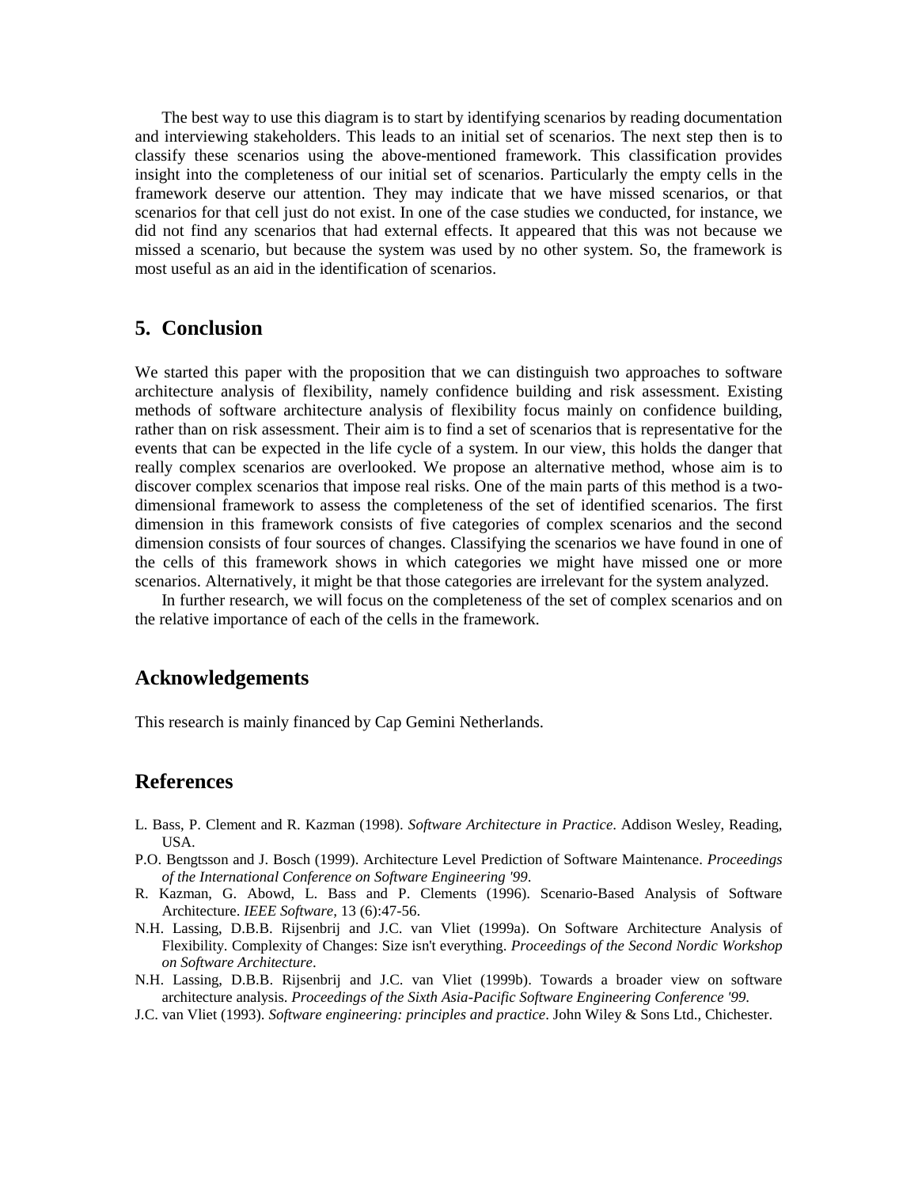The best way to use this diagram is to start by identifying scenarios by reading documentation and interviewing stakeholders. This leads to an initial set of scenarios. The next step then is to classify these scenarios using the above-mentioned framework. This classification provides insight into the completeness of our initial set of scenarios. Particularly the empty cells in the framework deserve our attention. They may indicate that we have missed scenarios, or that scenarios for that cell just do not exist. In one of the case studies we conducted, for instance, we did not find any scenarios that had external effects. It appeared that this was not because we missed a scenario, but because the system was used by no other system. So, the framework is most useful as an aid in the identification of scenarios.

## 5. Conclusion

We started this paper with the proposition that we can distinguish two approaches to software architecture analysis of flexibility, namely confidence building and risk assessment. Existing methods of software architecture analysis of flexibility focus mainly on confidence building, rather than on risk assessment. Their aim is to find a set of scenarios that is representative for the events that can be expected in the life cycle of a system. In our view, this holds the danger that really complex scenarios are overlooked. We propose an alternative method, whose aim is to discover complex scenarios that impose real risks. One of the main parts of this method is a two-dimensional framework to assess the completeness of the set of identified scenarios. The first dimension in this framework consists of five categories of complex scenarios and the second dimension consists of four sources of changes. Classifying the scenarios we have found in one of the cells of this framework shows in which categories we might have missed one or more scenarios. Alternatively, it might be that those categories are irrelevant for the system analyzed.

In further research, we will focus on the completeness of the set of complex scenarios and on the relative importance of each of the cells in the framework.

## Acknowledgements

This research is mainly financed by Cap Gemini Netherlands.

## References

L. Bass, P. Clement and R. Kazman (1998). *Software Architecture in Practice*. Addison Wesley, Reading, USA.

P.O. Bengtsson and J. Bosch (1999). Architecture Level Prediction of Software Maintenance. *Proceedings of the International Conference on Software Engineering '99*.

R. Kazman, G. Abowd, L. Bass and P. Clements (1996). Scenario-Based Analysis of Software Architecture. *IEEE Software*, 13 (6):47-56.

N.H. Lassing, D.B.B. Rijsenbrij and J.C. van Vliet (1999a). On Software Architecture Analysis of Flexibility. Complexity of Changes: Size isn't everything. *Proceedings of the Second Nordic Workshop on Software Architecture*.

N.H. Lassing, D.B.B. Rijsenbrij and J.C. van Vliet (1999b). Towards a broader view on software architecture analysis. *Proceedings of the Sixth Asia-Pacific Software Engineering Conference '99.*

J.C. van Vliet (1993). *Software engineering: principles and practice*. John Wiley & Sons Ltd., Chichester.